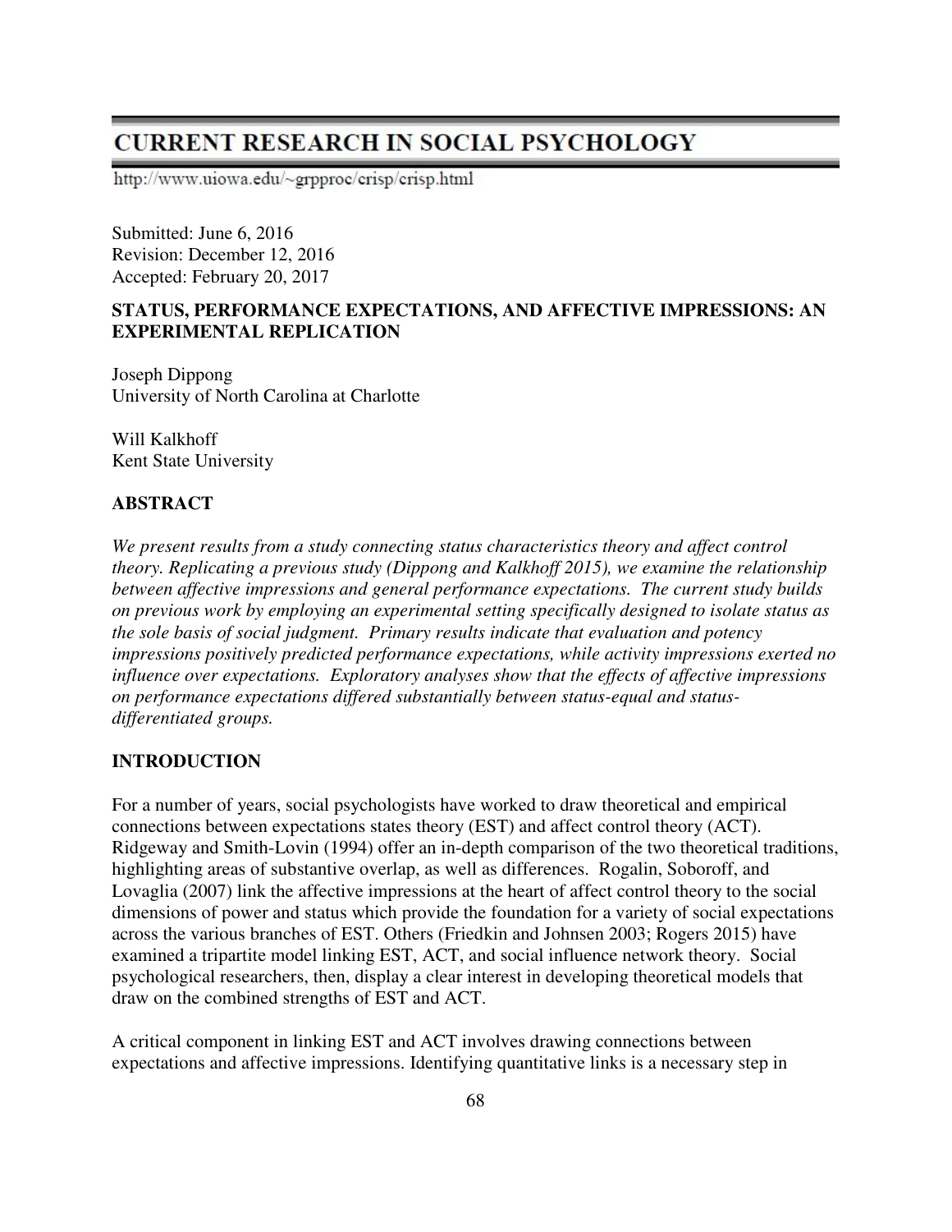# CURRENT RESEARCH IN SOCIAL PSYCHOLOGY

http://www.uiowa.edu/~grpproc/crisp/crisp.html

Submitted: June 6, 2016
Revision: December 12, 2016
Accepted: February 20, 2017

## STATUS, PERFORMANCE EXPECTATIONS, AND AFFECTIVE IMPRESSIONS: AN EXPERIMENTAL REPLICATION

Joseph Dippong
University of North Carolina at Charlotte

Will Kalkhoff
Kent State University

## ABSTRACT

*We present results from a study connecting status characteristics theory and affect control theory. Replicating a previous study (Dippong and Kalkhoff 2015), we examine the relationship between affective impressions and general performance expectations. The current study builds on previous work by employing an experimental setting specifically designed to isolate status as the sole basis of social judgment. Primary results indicate that evaluation and potency impressions positively predicted performance expectations, while activity impressions exerted no influence over expectations. Exploratory analyses show that the effects of affective impressions on performance expectations differed substantially between status-equal and status-differentiated groups.*

## INTRODUCTION

For a number of years, social psychologists have worked to draw theoretical and empirical connections between expectations states theory (EST) and affect control theory (ACT). Ridgeway and Smith-Lovin (1994) offer an in-depth comparison of the two theoretical traditions, highlighting areas of substantive overlap, as well as differences. Rogalin, Soboroff, and Lovaglia (2007) link the affective impressions at the heart of affect control theory to the social dimensions of power and status which provide the foundation for a variety of social expectations across the various branches of EST. Others (Friedkin and Johnsen 2003; Rogers 2015) have examined a tripartite model linking EST, ACT, and social influence network theory. Social psychological researchers, then, display a clear interest in developing theoretical models that draw on the combined strengths of EST and ACT.

A critical component in linking EST and ACT involves drawing connections between expectations and affective impressions. Identifying quantitative links is a necessary step in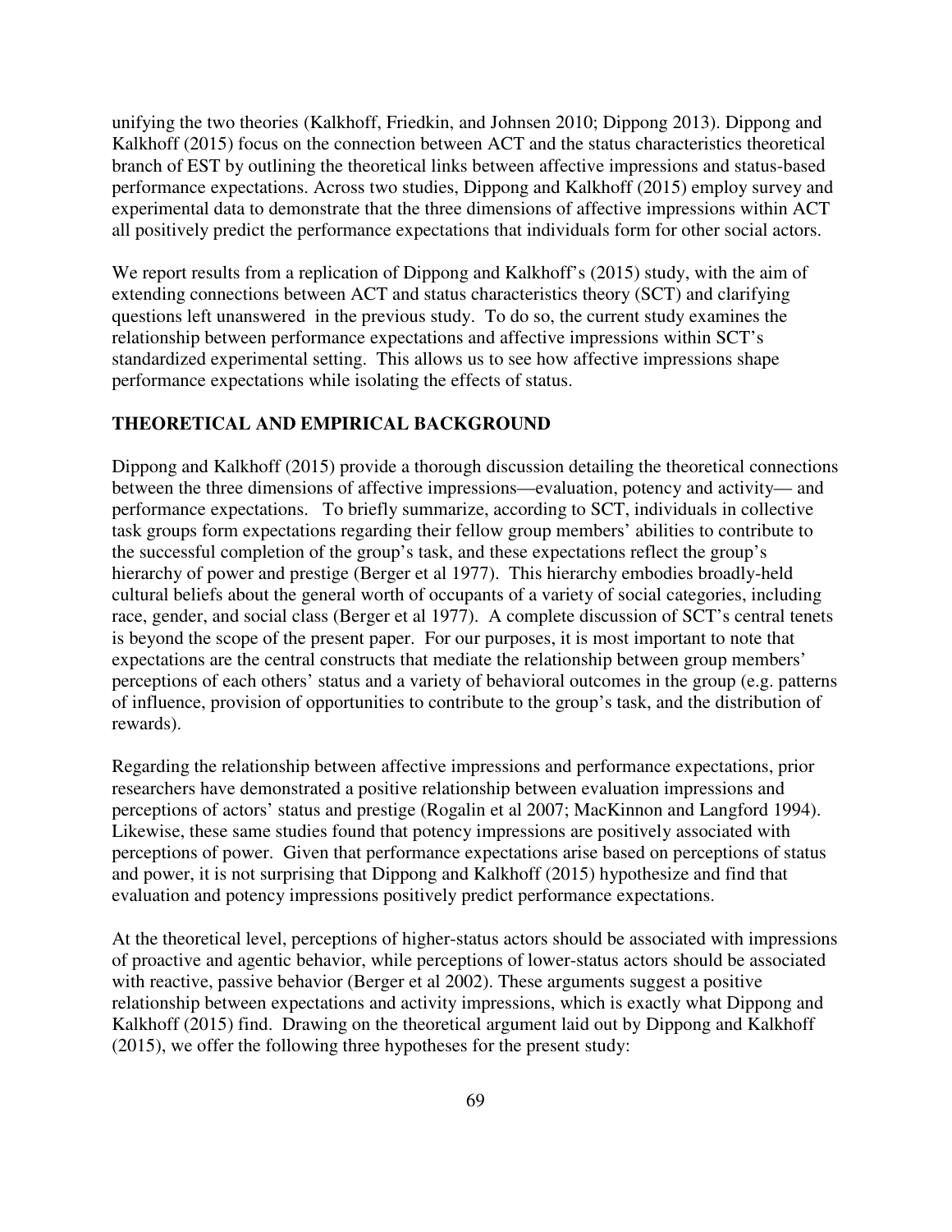unifying the two theories (Kalkhoff, Friedkin, and Johnsen 2010; Dippong 2013). Dippong and Kalkhoff (2015) focus on the connection between ACT and the status characteristics theoretical branch of EST by outlining the theoretical links between affective impressions and status-based performance expectations. Across two studies, Dippong and Kalkhoff (2015) employ survey and experimental data to demonstrate that the three dimensions of affective impressions within ACT all positively predict the performance expectations that individuals form for other social actors.

We report results from a replication of Dippong and Kalkhoff's (2015) study, with the aim of extending connections between ACT and status characteristics theory (SCT) and clarifying questions left unanswered in the previous study. To do so, the current study examines the relationship between performance expectations and affective impressions within SCT's standardized experimental setting. This allows us to see how affective impressions shape performance expectations while isolating the effects of status.

## THEORETICAL AND EMPIRICAL BACKGROUND

Dippong and Kalkhoff (2015) provide a thorough discussion detailing the theoretical connections between the three dimensions of affective impressions—evaluation, potency and activity— and performance expectations. To briefly summarize, according to SCT, individuals in collective task groups form expectations regarding their fellow group members' abilities to contribute to the successful completion of the group's task, and these expectations reflect the group's hierarchy of power and prestige (Berger et al 1977). This hierarchy embodies broadly-held cultural beliefs about the general worth of occupants of a variety of social categories, including race, gender, and social class (Berger et al 1977). A complete discussion of SCT's central tenets is beyond the scope of the present paper. For our purposes, it is most important to note that expectations are the central constructs that mediate the relationship between group members' perceptions of each others' status and a variety of behavioral outcomes in the group (e.g. patterns of influence, provision of opportunities to contribute to the group's task, and the distribution of rewards).

Regarding the relationship between affective impressions and performance expectations, prior researchers have demonstrated a positive relationship between evaluation impressions and perceptions of actors' status and prestige (Rogalin et al 2007; MacKinnon and Langford 1994). Likewise, these same studies found that potency impressions are positively associated with perceptions of power. Given that performance expectations arise based on perceptions of status and power, it is not surprising that Dippong and Kalkhoff (2015) hypothesize and find that evaluation and potency impressions positively predict performance expectations.

At the theoretical level, perceptions of higher-status actors should be associated with impressions of proactive and agentic behavior, while perceptions of lower-status actors should be associated with reactive, passive behavior (Berger et al 2002). These arguments suggest a positive relationship between expectations and activity impressions, which is exactly what Dippong and Kalkhoff (2015) find. Drawing on the theoretical argument laid out by Dippong and Kalkhoff (2015), we offer the following three hypotheses for the present study: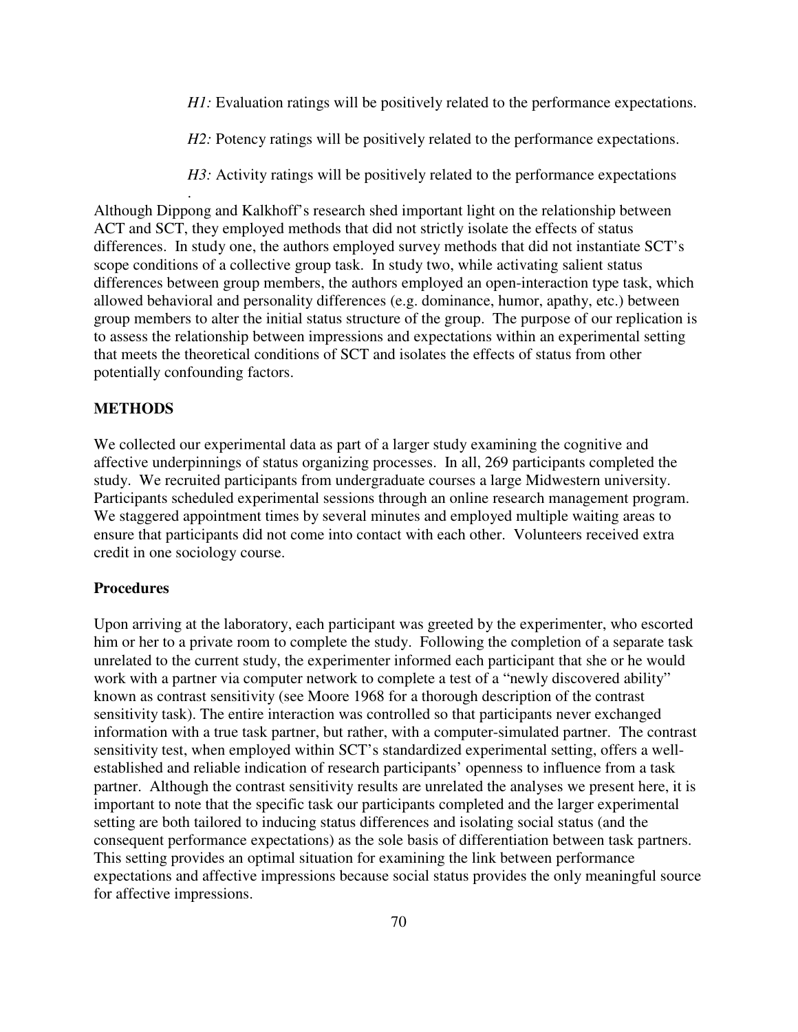*H1:* Evaluation ratings will be positively related to the performance expectations.

*H2:* Potency ratings will be positively related to the performance expectations.

*H3:* Activity ratings will be positively related to the performance expectations

.

Although Dippong and Kalkhoff's research shed important light on the relationship between ACT and SCT, they employed methods that did not strictly isolate the effects of status differences. In study one, the authors employed survey methods that did not instantiate SCT's scope conditions of a collective group task. In study two, while activating salient status differences between group members, the authors employed an open-interaction type task, which allowed behavioral and personality differences (e.g. dominance, humor, apathy, etc.) between group members to alter the initial status structure of the group. The purpose of our replication is to assess the relationship between impressions and expectations within an experimental setting that meets the theoretical conditions of SCT and isolates the effects of status from other potentially confounding factors.

## METHODS

We collected our experimental data as part of a larger study examining the cognitive and affective underpinnings of status organizing processes. In all, 269 participants completed the study. We recruited participants from undergraduate courses a large Midwestern university. Participants scheduled experimental sessions through an online research management program. We staggered appointment times by several minutes and employed multiple waiting areas to ensure that participants did not come into contact with each other. Volunteers received extra credit in one sociology course.

### Procedures

Upon arriving at the laboratory, each participant was greeted by the experimenter, who escorted him or her to a private room to complete the study. Following the completion of a separate task unrelated to the current study, the experimenter informed each participant that she or he would work with a partner via computer network to complete a test of a "newly discovered ability" known as contrast sensitivity (see Moore 1968 for a thorough description of the contrast sensitivity task). The entire interaction was controlled so that participants never exchanged information with a true task partner, but rather, with a computer-simulated partner. The contrast sensitivity test, when employed within SCT's standardized experimental setting, offers a well-established and reliable indication of research participants' openness to influence from a task partner. Although the contrast sensitivity results are unrelated the analyses we present here, it is important to note that the specific task our participants completed and the larger experimental setting are both tailored to inducing status differences and isolating social status (and the consequent performance expectations) as the sole basis of differentiation between task partners. This setting provides an optimal situation for examining the link between performance expectations and affective impressions because social status provides the only meaningful source for affective impressions.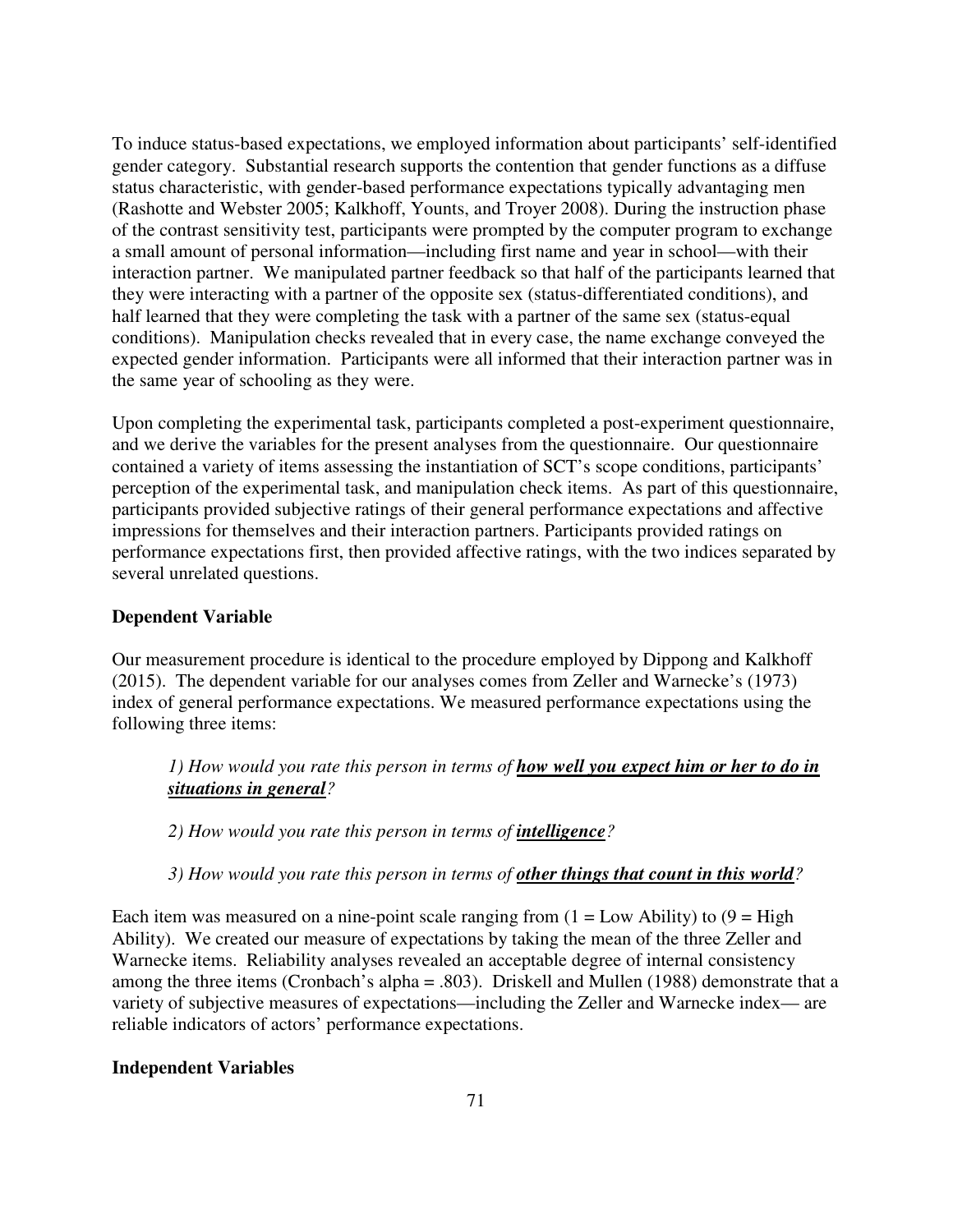To induce status-based expectations, we employed information about participants' self-identified gender category. Substantial research supports the contention that gender functions as a diffuse status characteristic, with gender-based performance expectations typically advantaging men (Rashotte and Webster 2005; Kalkhoff, Younts, and Troyer 2008). During the instruction phase of the contrast sensitivity test, participants were prompted by the computer program to exchange a small amount of personal information—including first name and year in school—with their interaction partner. We manipulated partner feedback so that half of the participants learned that they were interacting with a partner of the opposite sex (status-differentiated conditions), and half learned that they were completing the task with a partner of the same sex (status-equal conditions). Manipulation checks revealed that in every case, the name exchange conveyed the expected gender information. Participants were all informed that their interaction partner was in the same year of schooling as they were.

Upon completing the experimental task, participants completed a post-experiment questionnaire, and we derive the variables for the present analyses from the questionnaire. Our questionnaire contained a variety of items assessing the instantiation of SCT's scope conditions, participants' perception of the experimental task, and manipulation check items. As part of this questionnaire, participants provided subjective ratings of their general performance expectations and affective impressions for themselves and their interaction partners. Participants provided ratings on performance expectations first, then provided affective ratings, with the two indices separated by several unrelated questions.

### Dependent Variable

Our measurement procedure is identical to the procedure employed by Dippong and Kalkhoff (2015). The dependent variable for our analyses comes from Zeller and Warnecke's (1973) index of general performance expectations. We measured performance expectations using the following three items:

> *1) How would you rate this person in terms of* ***how well you expect him or her to do in situations in general****?*
>
> *2) How would you rate this person in terms of* ***intelligence****?*
>
> *3) How would you rate this person in terms of* ***other things that count in this world****?*

Each item was measured on a nine-point scale ranging from (1 = Low Ability) to (9 = High Ability). We created our measure of expectations by taking the mean of the three Zeller and Warnecke items. Reliability analyses revealed an acceptable degree of internal consistency among the three items (Cronbach's alpha = .803). Driskell and Mullen (1988) demonstrate that a variety of subjective measures of expectations—including the Zeller and Warnecke index— are reliable indicators of actors' performance expectations.

### Independent Variables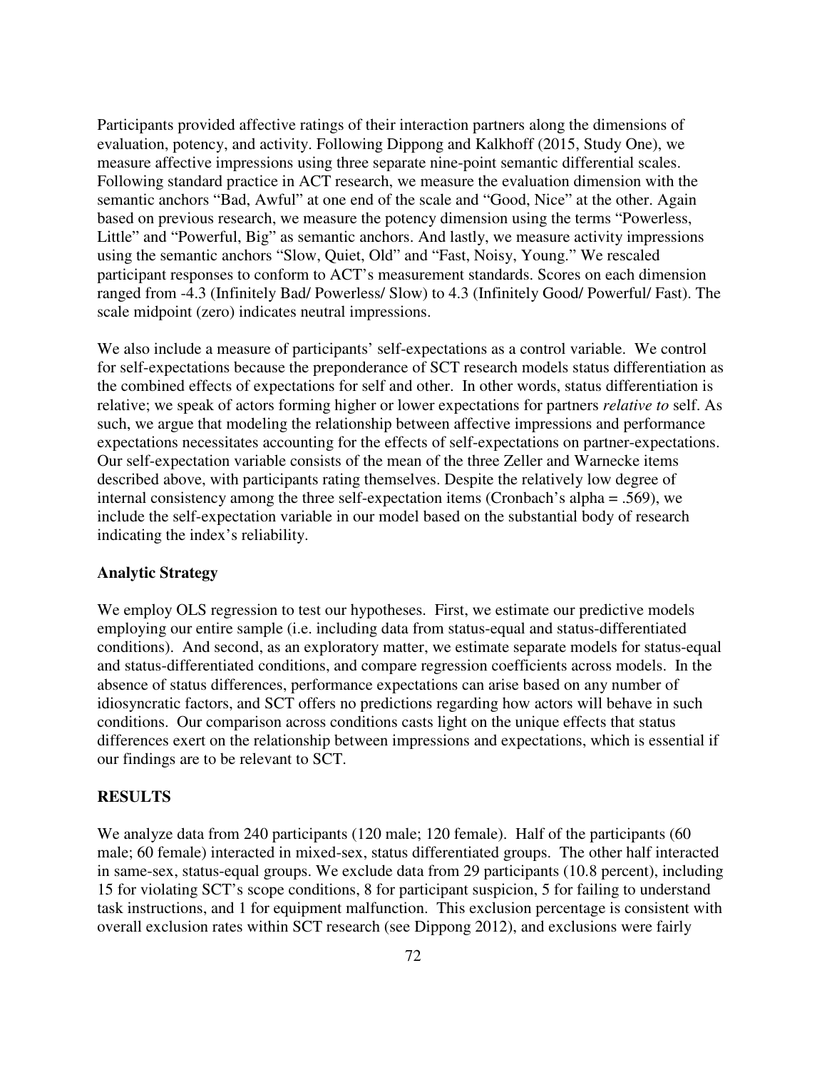Participants provided affective ratings of their interaction partners along the dimensions of evaluation, potency, and activity. Following Dippong and Kalkhoff (2015, Study One), we measure affective impressions using three separate nine-point semantic differential scales. Following standard practice in ACT research, we measure the evaluation dimension with the semantic anchors "Bad, Awful" at one end of the scale and "Good, Nice" at the other. Again based on previous research, we measure the potency dimension using the terms "Powerless, Little" and "Powerful, Big" as semantic anchors. And lastly, we measure activity impressions using the semantic anchors "Slow, Quiet, Old" and "Fast, Noisy, Young." We rescaled participant responses to conform to ACT's measurement standards. Scores on each dimension ranged from -4.3 (Infinitely Bad/ Powerless/ Slow) to 4.3 (Infinitely Good/ Powerful/ Fast). The scale midpoint (zero) indicates neutral impressions.

We also include a measure of participants' self-expectations as a control variable. We control for self-expectations because the preponderance of SCT research models status differentiation as the combined effects of expectations for self and other. In other words, status differentiation is relative; we speak of actors forming higher or lower expectations for partners *relative to* self. As such, we argue that modeling the relationship between affective impressions and performance expectations necessitates accounting for the effects of self-expectations on partner-expectations. Our self-expectation variable consists of the mean of the three Zeller and Warnecke items described above, with participants rating themselves. Despite the relatively low degree of internal consistency among the three self-expectation items (Cronbach's alpha = .569), we include the self-expectation variable in our model based on the substantial body of research indicating the index's reliability.

### Analytic Strategy

We employ OLS regression to test our hypotheses. First, we estimate our predictive models employing our entire sample (i.e. including data from status-equal and status-differentiated conditions). And second, as an exploratory matter, we estimate separate models for status-equal and status-differentiated conditions, and compare regression coefficients across models. In the absence of status differences, performance expectations can arise based on any number of idiosyncratic factors, and SCT offers no predictions regarding how actors will behave in such conditions. Our comparison across conditions casts light on the unique effects that status differences exert on the relationship between impressions and expectations, which is essential if our findings are to be relevant to SCT.

## RESULTS

We analyze data from 240 participants (120 male; 120 female). Half of the participants (60 male; 60 female) interacted in mixed-sex, status differentiated groups. The other half interacted in same-sex, status-equal groups. We exclude data from 29 participants (10.8 percent), including 15 for violating SCT's scope conditions, 8 for participant suspicion, 5 for failing to understand task instructions, and 1 for equipment malfunction. This exclusion percentage is consistent with overall exclusion rates within SCT research (see Dippong 2012), and exclusions were fairly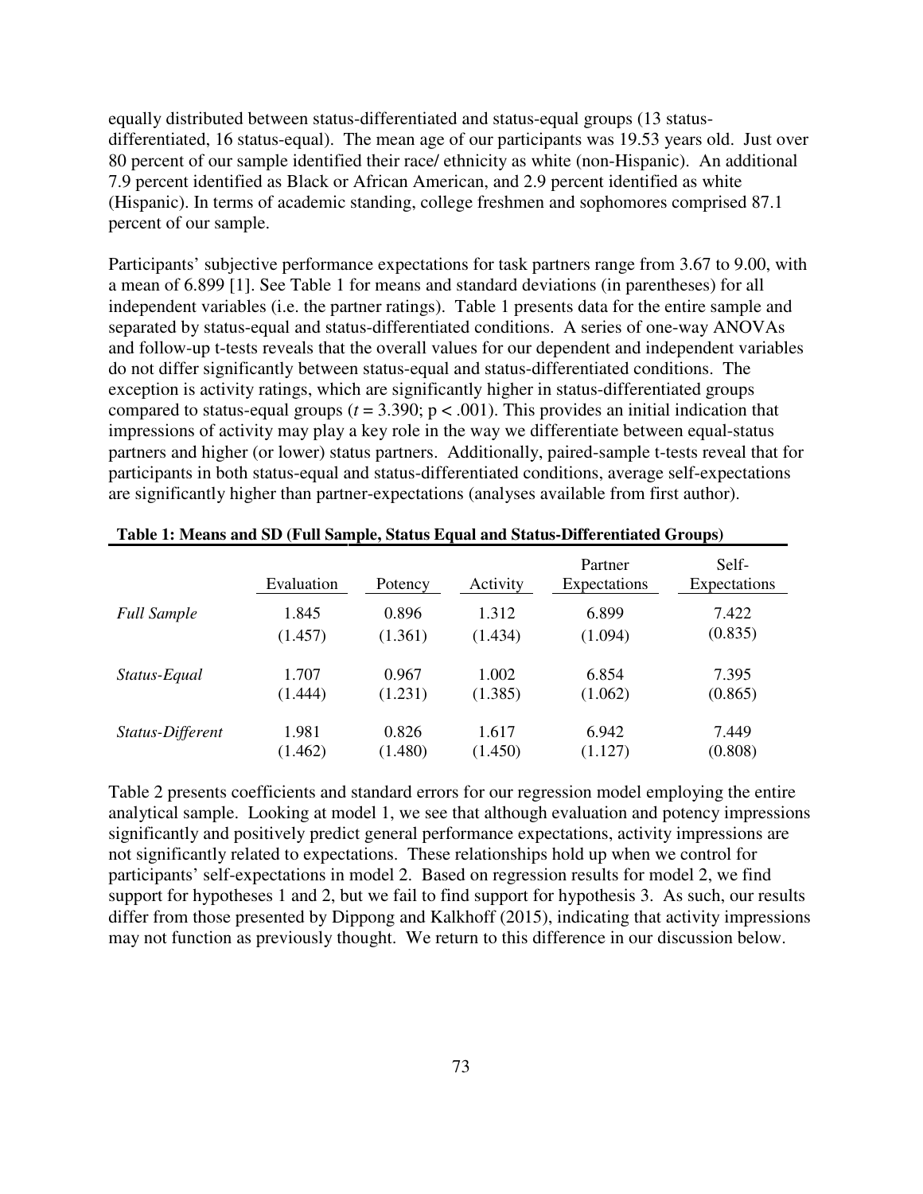equally distributed between status-differentiated and status-equal groups (13 status-differentiated, 16 status-equal). The mean age of our participants was 19.53 years old. Just over 80 percent of our sample identified their race/ ethnicity as white (non-Hispanic). An additional 7.9 percent identified as Black or African American, and 2.9 percent identified as white (Hispanic). In terms of academic standing, college freshmen and sophomores comprised 87.1 percent of our sample.

Participants' subjective performance expectations for task partners range from 3.67 to 9.00, with a mean of 6.899 [1]. See Table 1 for means and standard deviations (in parentheses) for all independent variables (i.e. the partner ratings). Table 1 presents data for the entire sample and separated by status-equal and status-differentiated conditions. A series of one-way ANOVAs and follow-up t-tests reveals that the overall values for our dependent and independent variables do not differ significantly between status-equal and status-differentiated conditions. The exception is activity ratings, which are significantly higher in status-differentiated groups compared to status-equal groups ($t = 3.390$; $p < .001$). This provides an initial indication that impressions of activity may play a key role in the way we differentiate between equal-status partners and higher (or lower) status partners. Additionally, paired-sample t-tests reveal that for participants in both status-equal and status-differentiated conditions, average self-expectations are significantly higher than partner-expectations (analyses available from first author).

**Table 1: Means and SD (Full Sample, Status Equal and Status-Differentiated Groups)**

| | Evaluation | Potency | Activity | Partner Expectations | Self-Expectations |
|---|---|---|---|---|---|
| *Full Sample* | 1.845 | 0.896 | 1.312 | 6.899 | 7.422 |
| | (1.457) | (1.361) | (1.434) | (1.094) | (0.835) |
| *Status-Equal* | 1.707 | 0.967 | 1.002 | 6.854 | 7.395 |
| | (1.444) | (1.231) | (1.385) | (1.062) | (0.865) |
| *Status-Different* | 1.981 | 0.826 | 1.617 | 6.942 | 7.449 |
| | (1.462) | (1.480) | (1.450) | (1.127) | (0.808) |

Table 2 presents coefficients and standard errors for our regression model employing the entire analytical sample. Looking at model 1, we see that although evaluation and potency impressions significantly and positively predict general performance expectations, activity impressions are not significantly related to expectations. These relationships hold up when we control for participants' self-expectations in model 2. Based on regression results for model 2, we find support for hypotheses 1 and 2, but we fail to find support for hypothesis 3. As such, our results differ from those presented by Dippong and Kalkhoff (2015), indicating that activity impressions may not function as previously thought. We return to this difference in our discussion below.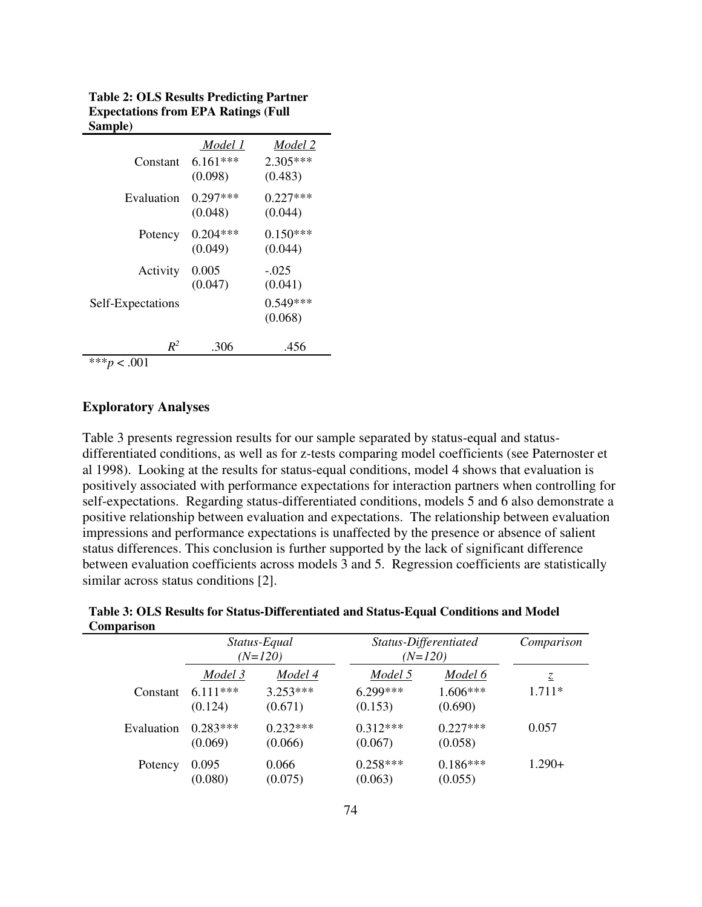**Table 2: OLS Results Predicting Partner Expectations from EPA Ratings (Full Sample)**

| | *Model 1* | *Model 2* |
|---|---|---|
| Constant | 6.161*** | 2.305*** |
| | (0.098) | (0.483) |
| Evaluation | 0.297*** | 0.227*** |
| | (0.048) | (0.044) |
| Potency | 0.204*** | 0.150*** |
| | (0.049) | (0.044) |
| Activity | 0.005 | -.025 |
| | (0.047) | (0.041) |
| Self-Expectations | | 0.549*** |
| | | (0.068) |
| $R^2$ | .306 | .456 |

***$p < .001$

### Exploratory Analyses

Table 3 presents regression results for our sample separated by status-equal and status-differentiated conditions, as well as for z-tests comparing model coefficients (see Paternoster et al 1998). Looking at the results for status-equal conditions, model 4 shows that evaluation is positively associated with performance expectations for interaction partners when controlling for self-expectations. Regarding status-differentiated conditions, models 5 and 6 also demonstrate a positive relationship between evaluation and expectations. The relationship between evaluation impressions and performance expectations is unaffected by the presence or absence of salient status differences. This conclusion is further supported by the lack of significant difference between evaluation coefficients across models 3 and 5. Regression coefficients are statistically similar across status conditions [2].

**Table 3: OLS Results for Status-Differentiated and Status-Equal Conditions and Model Comparison**

| | *Status-Equal (N=120)* | | *Status-Differentiated (N=120)* | | *Comparison* |
|---|---|---|---|---|---|
| | *Model 3* | *Model 4* | *Model 5* | *Model 6* | *z* |
| Constant | 6.111*** | 3.253*** | 6.299*** | 1.606*** | 1.711* |
| | (0.124) | (0.671) | (0.153) | (0.690) | |
| Evaluation | 0.283*** | 0.232*** | 0.312*** | 0.227*** | 0.057 |
| | (0.069) | (0.066) | (0.067) | (0.058) | |
| Potency | 0.095 | 0.066 | 0.258*** | 0.186*** | 1.290+ |
| | (0.080) | (0.075) | (0.063) | (0.055) | |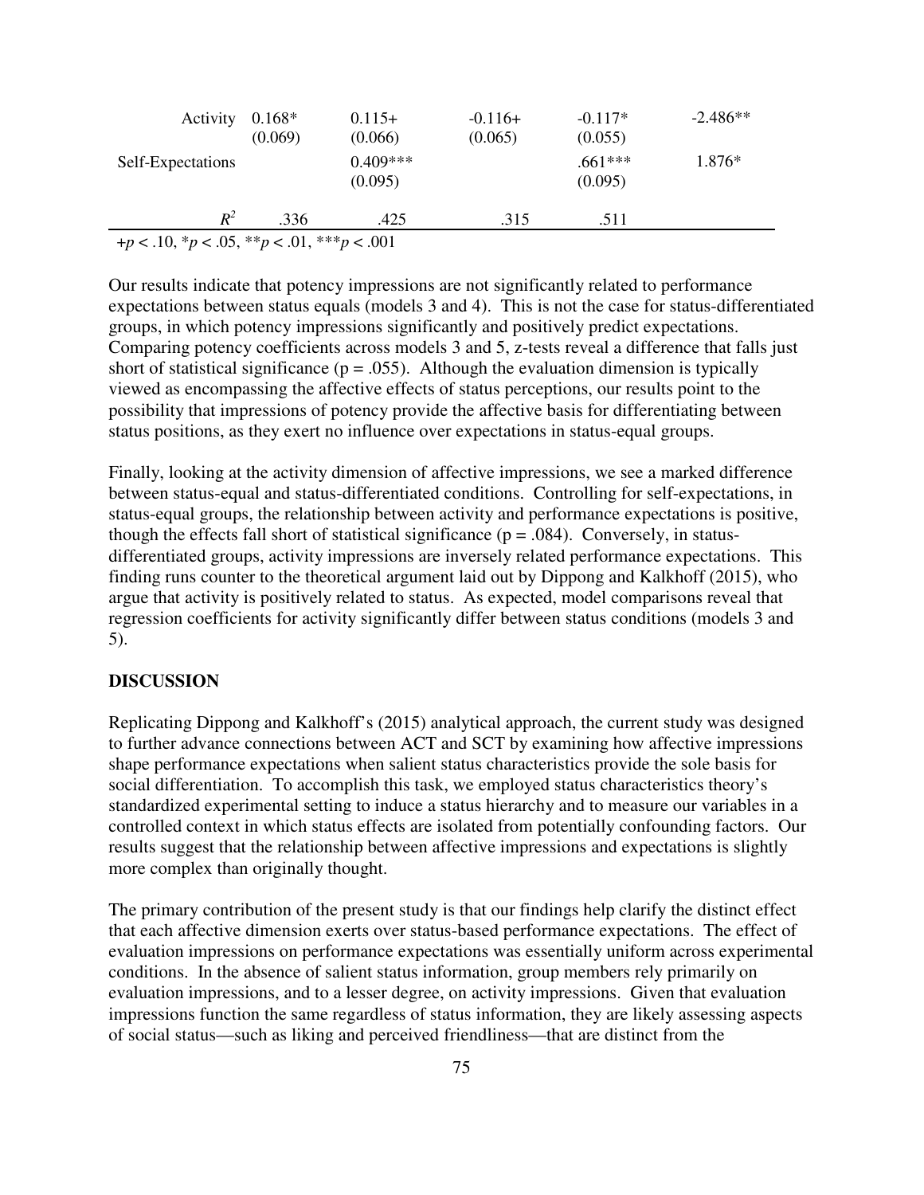| | | | | | |
|---|---|---|---|---|---|
| Activity | 0.168* (0.069) | 0.115+ (0.066) | -0.116+ (0.065) | -0.117* (0.055) | -2.486** |
| Self-Expectations | | 0.409*** (0.095) | | .661*** (0.095) | 1.876* |
| $R^2$ | .336 | .425 | .315 | .511 | |

+$p < .10$, *$p < .05$, **$p < .01$, ***$p < .001$

Our results indicate that potency impressions are not significantly related to performance expectations between status equals (models 3 and 4). This is not the case for status-differentiated groups, in which potency impressions significantly and positively predict expectations. Comparing potency coefficients across models 3 and 5, z-tests reveal a difference that falls just short of statistical significance (p = .055). Although the evaluation dimension is typically viewed as encompassing the affective effects of status perceptions, our results point to the possibility that impressions of potency provide the affective basis for differentiating between status positions, as they exert no influence over expectations in status-equal groups.

Finally, looking at the activity dimension of affective impressions, we see a marked difference between status-equal and status-differentiated conditions. Controlling for self-expectations, in status-equal groups, the relationship between activity and performance expectations is positive, though the effects fall short of statistical significance (p = .084). Conversely, in status-differentiated groups, activity impressions are inversely related performance expectations. This finding runs counter to the theoretical argument laid out by Dippong and Kalkhoff (2015), who argue that activity is positively related to status. As expected, model comparisons reveal that regression coefficients for activity significantly differ between status conditions (models 3 and 5).

## DISCUSSION

Replicating Dippong and Kalkhoff's (2015) analytical approach, the current study was designed to further advance connections between ACT and SCT by examining how affective impressions shape performance expectations when salient status characteristics provide the sole basis for social differentiation. To accomplish this task, we employed status characteristics theory's standardized experimental setting to induce a status hierarchy and to measure our variables in a controlled context in which status effects are isolated from potentially confounding factors. Our results suggest that the relationship between affective impressions and expectations is slightly more complex than originally thought.

The primary contribution of the present study is that our findings help clarify the distinct effect that each affective dimension exerts over status-based performance expectations. The effect of evaluation impressions on performance expectations was essentially uniform across experimental conditions. In the absence of salient status information, group members rely primarily on evaluation impressions, and to a lesser degree, on activity impressions. Given that evaluation impressions function the same regardless of status information, they are likely assessing aspects of social status—such as liking and perceived friendliness—that are distinct from the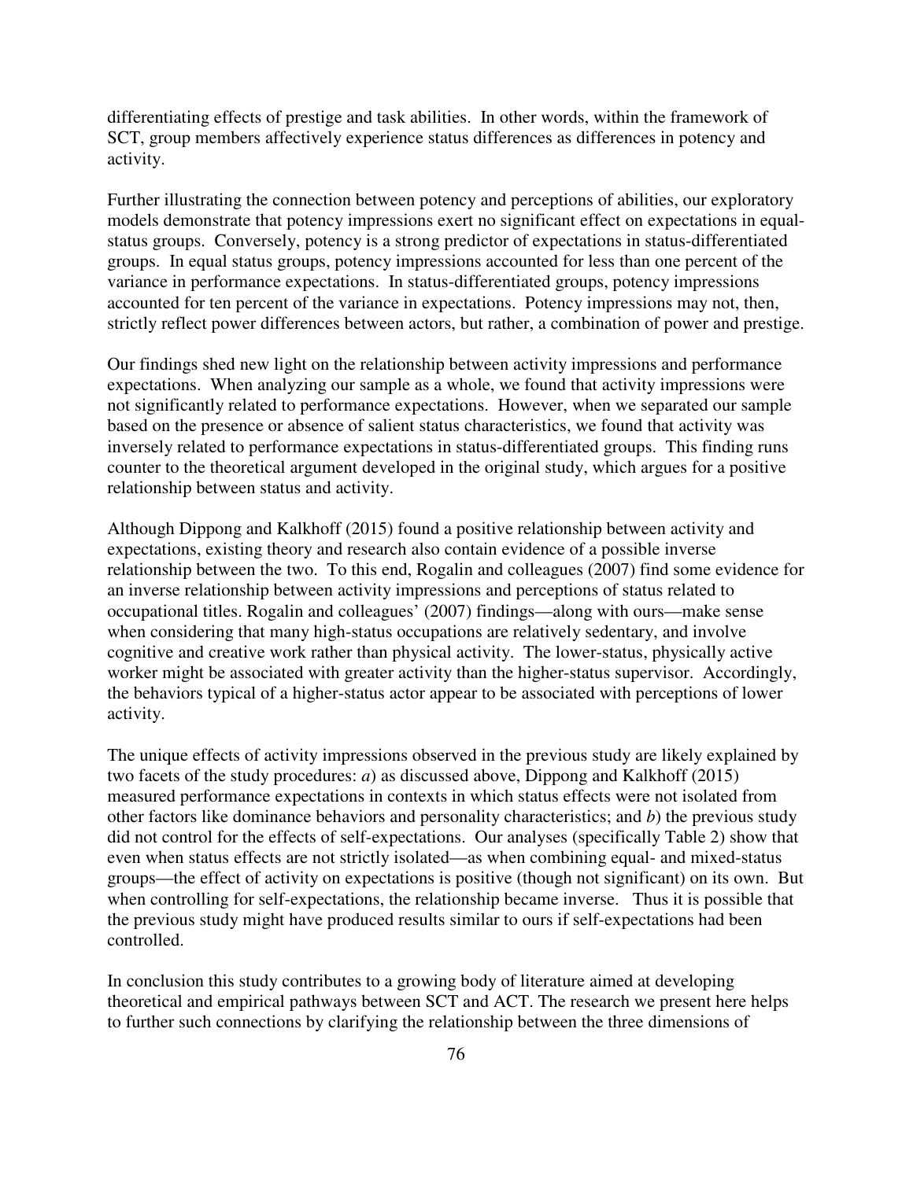differentiating effects of prestige and task abilities. In other words, within the framework of SCT, group members affectively experience status differences as differences in potency and activity.

Further illustrating the connection between potency and perceptions of abilities, our exploratory models demonstrate that potency impressions exert no significant effect on expectations in equal-status groups. Conversely, potency is a strong predictor of expectations in status-differentiated groups. In equal status groups, potency impressions accounted for less than one percent of the variance in performance expectations. In status-differentiated groups, potency impressions accounted for ten percent of the variance in expectations. Potency impressions may not, then, strictly reflect power differences between actors, but rather, a combination of power and prestige.

Our findings shed new light on the relationship between activity impressions and performance expectations. When analyzing our sample as a whole, we found that activity impressions were not significantly related to performance expectations. However, when we separated our sample based on the presence or absence of salient status characteristics, we found that activity was inversely related to performance expectations in status-differentiated groups. This finding runs counter to the theoretical argument developed in the original study, which argues for a positive relationship between status and activity.

Although Dippong and Kalkhoff (2015) found a positive relationship between activity and expectations, existing theory and research also contain evidence of a possible inverse relationship between the two. To this end, Rogalin and colleagues (2007) find some evidence for an inverse relationship between activity impressions and perceptions of status related to occupational titles. Rogalin and colleagues' (2007) findings—along with ours—make sense when considering that many high-status occupations are relatively sedentary, and involve cognitive and creative work rather than physical activity. The lower-status, physically active worker might be associated with greater activity than the higher-status supervisor. Accordingly, the behaviors typical of a higher-status actor appear to be associated with perceptions of lower activity.

The unique effects of activity impressions observed in the previous study are likely explained by two facets of the study procedures: *a*) as discussed above, Dippong and Kalkhoff (2015) measured performance expectations in contexts in which status effects were not isolated from other factors like dominance behaviors and personality characteristics; and *b*) the previous study did not control for the effects of self-expectations. Our analyses (specifically Table 2) show that even when status effects are not strictly isolated—as when combining equal- and mixed-status groups—the effect of activity on expectations is positive (though not significant) on its own. But when controlling for self-expectations, the relationship became inverse. Thus it is possible that the previous study might have produced results similar to ours if self-expectations had been controlled.

In conclusion this study contributes to a growing body of literature aimed at developing theoretical and empirical pathways between SCT and ACT. The research we present here helps to further such connections by clarifying the relationship between the three dimensions of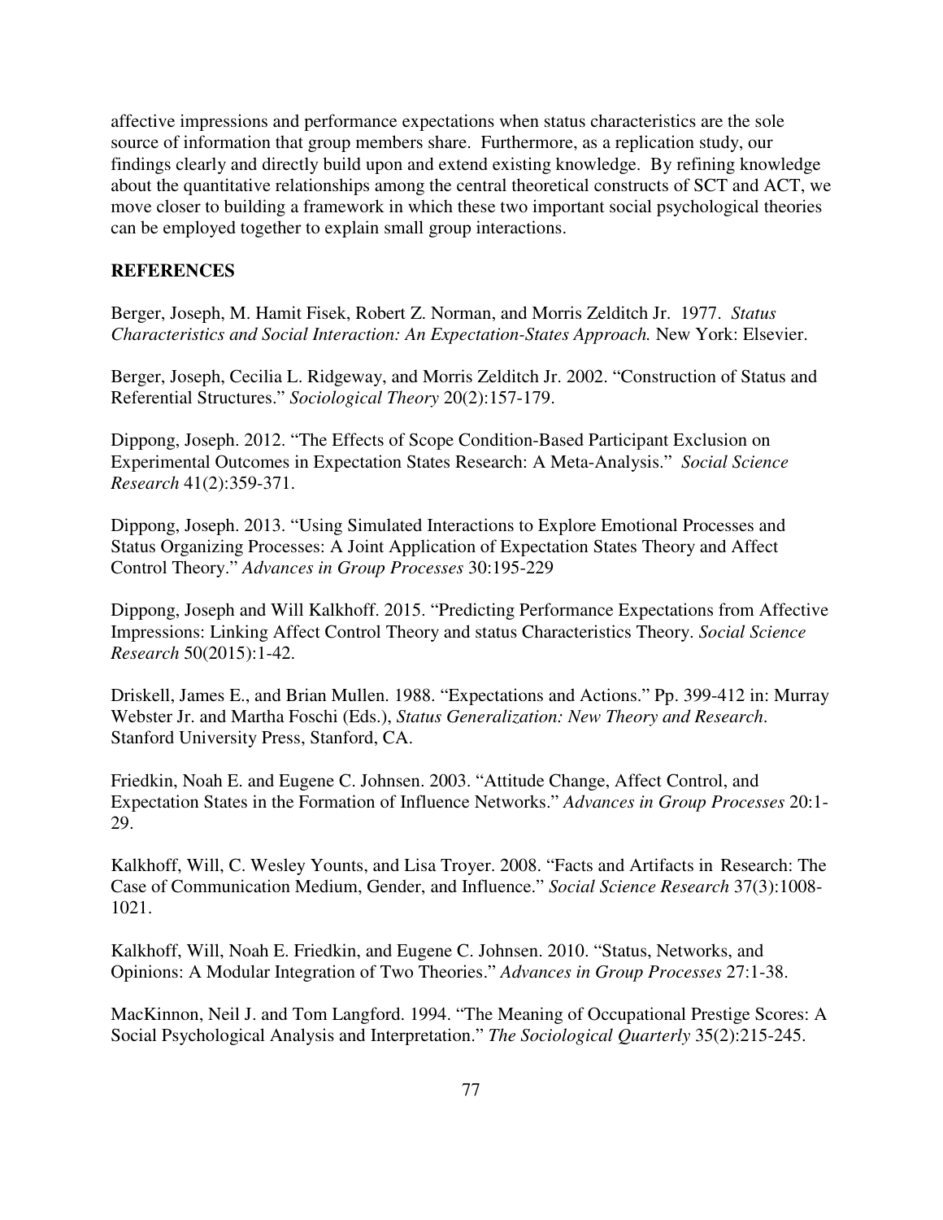affective impressions and performance expectations when status characteristics are the sole source of information that group members share. Furthermore, as a replication study, our findings clearly and directly build upon and extend existing knowledge. By refining knowledge about the quantitative relationships among the central theoretical constructs of SCT and ACT, we move closer to building a framework in which these two important social psychological theories can be employed together to explain small group interactions.

## REFERENCES

Berger, Joseph, M. Hamit Fisek, Robert Z. Norman, and Morris Zelditch Jr. 1977. *Status Characteristics and Social Interaction: An Expectation-States Approach.* New York: Elsevier.

Berger, Joseph, Cecilia L. Ridgeway, and Morris Zelditch Jr. 2002. "Construction of Status and Referential Structures." *Sociological Theory* 20(2):157-179.

Dippong, Joseph. 2012. "The Effects of Scope Condition-Based Participant Exclusion on Experimental Outcomes in Expectation States Research: A Meta-Analysis." *Social Science Research* 41(2):359-371.

Dippong, Joseph. 2013. "Using Simulated Interactions to Explore Emotional Processes and Status Organizing Processes: A Joint Application of Expectation States Theory and Affect Control Theory." *Advances in Group Processes* 30:195-229

Dippong, Joseph and Will Kalkhoff. 2015. "Predicting Performance Expectations from Affective Impressions: Linking Affect Control Theory and status Characteristics Theory. *Social Science Research* 50(2015):1-42.

Driskell, James E., and Brian Mullen. 1988. "Expectations and Actions." Pp. 399-412 in: Murray Webster Jr. and Martha Foschi (Eds.), *Status Generalization: New Theory and Research*. Stanford University Press, Stanford, CA.

Friedkin, Noah E. and Eugene C. Johnsen. 2003. "Attitude Change, Affect Control, and Expectation States in the Formation of Influence Networks." *Advances in Group Processes* 20:1-29.

Kalkhoff, Will, C. Wesley Younts, and Lisa Troyer. 2008. "Facts and Artifacts in Research: The Case of Communication Medium, Gender, and Influence." *Social Science Research* 37(3):1008-1021.

Kalkhoff, Will, Noah E. Friedkin, and Eugene C. Johnsen. 2010. "Status, Networks, and Opinions: A Modular Integration of Two Theories." *Advances in Group Processes* 27:1-38.

MacKinnon, Neil J. and Tom Langford. 1994. "The Meaning of Occupational Prestige Scores: A Social Psychological Analysis and Interpretation." *The Sociological Quarterly* 35(2):215-245.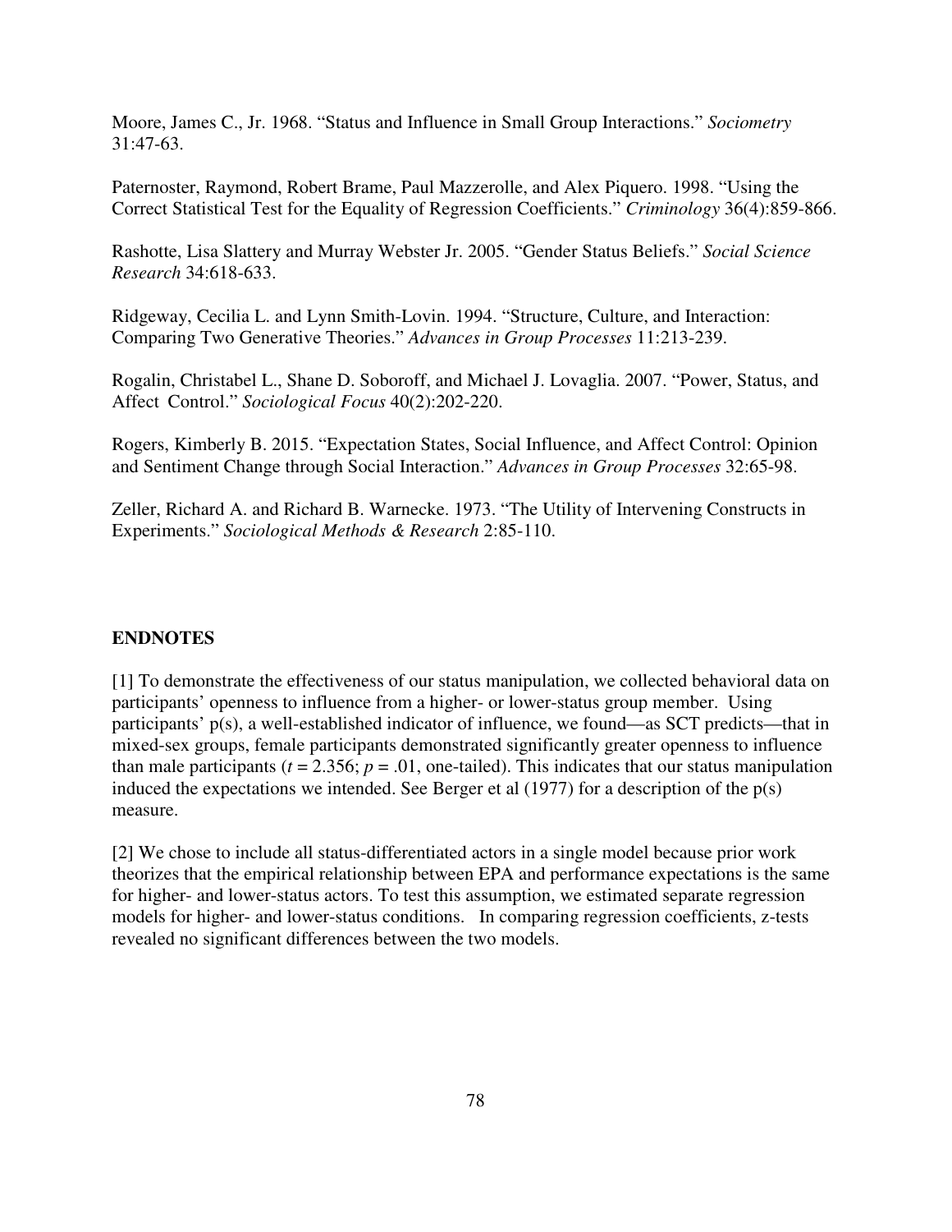Moore, James C., Jr. 1968. "Status and Influence in Small Group Interactions." *Sociometry* 31:47-63.

Paternoster, Raymond, Robert Brame, Paul Mazzerolle, and Alex Piquero. 1998. "Using the Correct Statistical Test for the Equality of Regression Coefficients." *Criminology* 36(4):859-866.

Rashotte, Lisa Slattery and Murray Webster Jr. 2005. "Gender Status Beliefs." *Social Science Research* 34:618-633.

Ridgeway, Cecilia L. and Lynn Smith-Lovin. 1994. "Structure, Culture, and Interaction: Comparing Two Generative Theories." *Advances in Group Processes* 11:213-239.

Rogalin, Christabel L., Shane D. Soboroff, and Michael J. Lovaglia. 2007. "Power, Status, and Affect Control." *Sociological Focus* 40(2):202-220.

Rogers, Kimberly B. 2015. "Expectation States, Social Influence, and Affect Control: Opinion and Sentiment Change through Social Interaction." *Advances in Group Processes* 32:65-98.

Zeller, Richard A. and Richard B. Warnecke. 1973. "The Utility of Intervening Constructs in Experiments." *Sociological Methods & Research* 2:85-110.

## ENDNOTES

[1] To demonstrate the effectiveness of our status manipulation, we collected behavioral data on participants' openness to influence from a higher- or lower-status group member. Using participants' p(s), a well-established indicator of influence, we found—as SCT predicts—that in mixed-sex groups, female participants demonstrated significantly greater openness to influence than male participants ($t = 2.356$; $p = .01$, one-tailed). This indicates that our status manipulation induced the expectations we intended. See Berger et al (1977) for a description of the p(s) measure.

[2] We chose to include all status-differentiated actors in a single model because prior work theorizes that the empirical relationship between EPA and performance expectations is the same for higher- and lower-status actors. To test this assumption, we estimated separate regression models for higher- and lower-status conditions. In comparing regression coefficients, z-tests revealed no significant differences between the two models.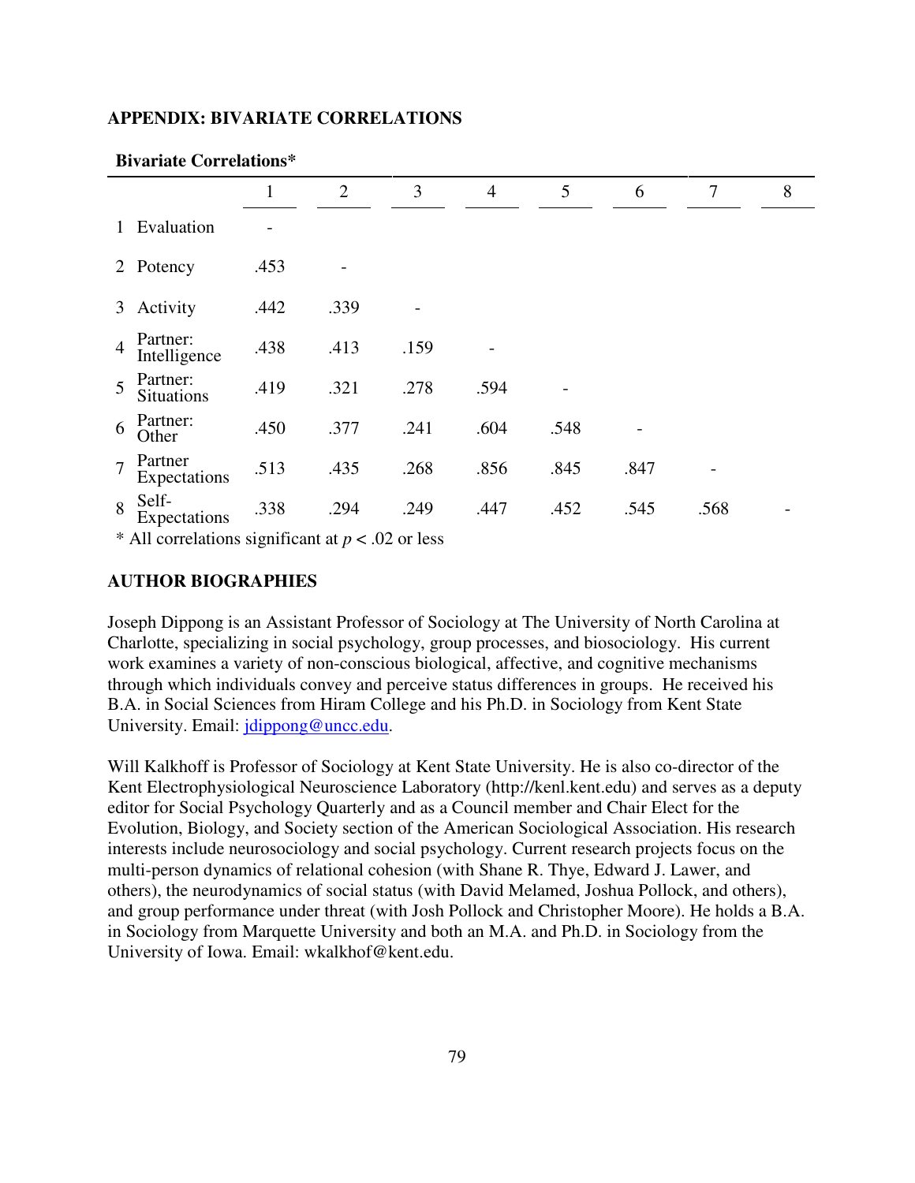## APPENDIX: BIVARIATE CORRELATIONS

**Bivariate Correlations***

| | | 1 | 2 | 3 | 4 | 5 | 6 | 7 | 8 |
|---|---|---|---|---|---|---|---|---|---|
| 1 | Evaluation | - | | | | | | | |
| 2 | Potency | .453 | - | | | | | | |
| 3 | Activity | .442 | .339 | - | | | | | |
| 4 | Partner: Intelligence | .438 | .413 | .159 | - | | | | |
| 5 | Partner: Situations | .419 | .321 | .278 | .594 | - | | | |
| 6 | Partner: Other | .450 | .377 | .241 | .604 | .548 | - | | |
| 7 | Partner Expectations | .513 | .435 | .268 | .856 | .845 | .847 | - | |
| 8 | Self-Expectations | .338 | .294 | .249 | .447 | .452 | .545 | .568 | - |

\* All correlations significant at $p < .02$ or less

## AUTHOR BIOGRAPHIES

Joseph Dippong is an Assistant Professor of Sociology at The University of North Carolina at Charlotte, specializing in social psychology, group processes, and biosociology. His current work examines a variety of non-conscious biological, affective, and cognitive mechanisms through which individuals convey and perceive status differences in groups. He received his B.A. in Social Sciences from Hiram College and his Ph.D. in Sociology from Kent State University. Email: jdippong@uncc.edu.

Will Kalkhoff is Professor of Sociology at Kent State University. He is also co-director of the Kent Electrophysiological Neuroscience Laboratory (http://kenl.kent.edu) and serves as a deputy editor for Social Psychology Quarterly and as a Council member and Chair Elect for the Evolution, Biology, and Society section of the American Sociological Association. His research interests include neurosociology and social psychology. Current research projects focus on the multi-person dynamics of relational cohesion (with Shane R. Thye, Edward J. Lawer, and others), the neurodynamics of social status (with David Melamed, Joshua Pollock, and others), and group performance under threat (with Josh Pollock and Christopher Moore). He holds a B.A. in Sociology from Marquette University and both an M.A. and Ph.D. in Sociology from the University of Iowa. Email: wkalkhof@kent.edu.